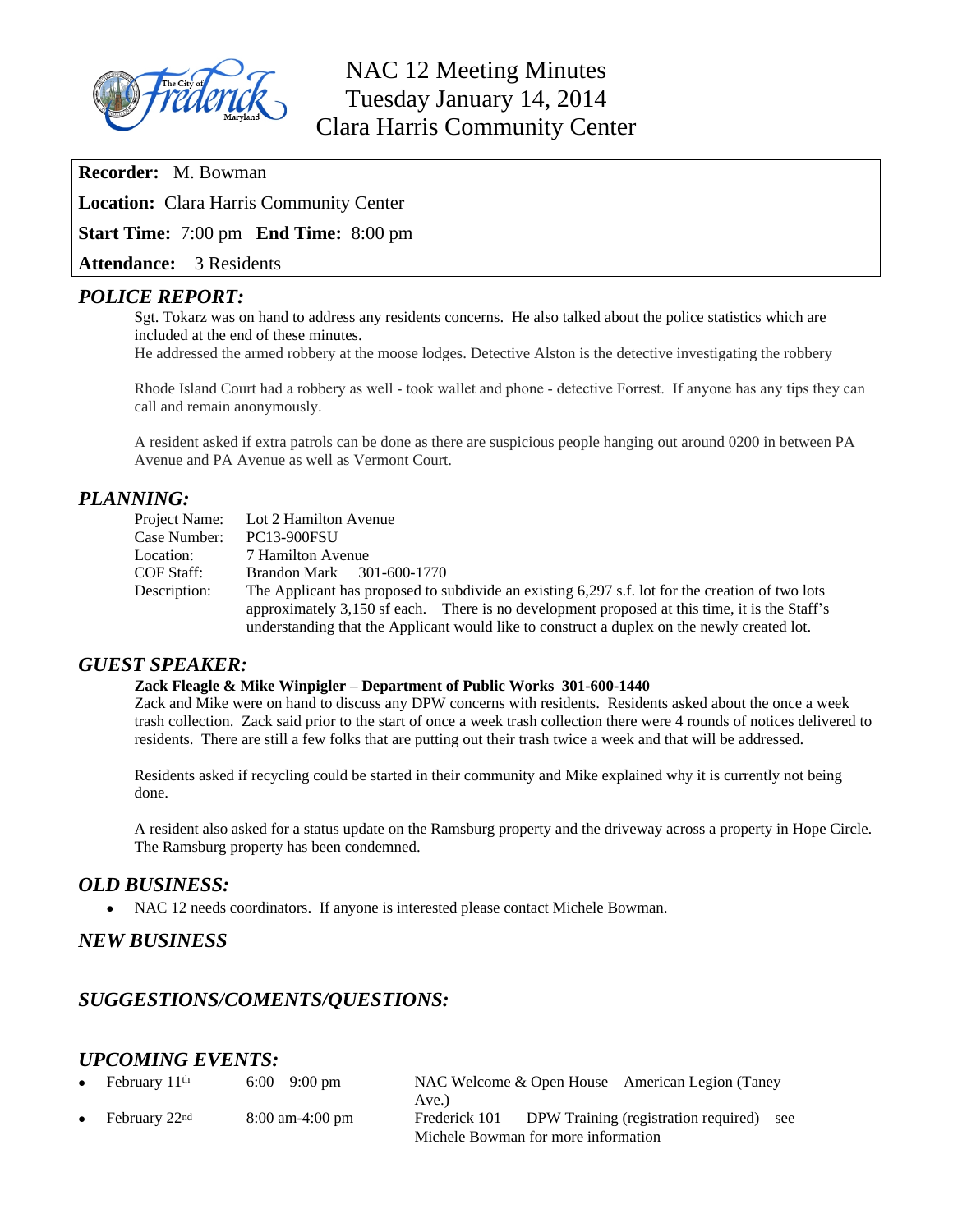# NAC 12 Meeting Minutes
## Tuesday January 14, 2014
## Clara Harris Community Center

**Recorder:** M. Bowman

**Location:** Clara Harris Community Center

**Start Time:** 7:00 pm **End Time:** 8:00 pm

**Attendance:** 3 Residents

## *POLICE REPORT:*

Sgt. Tokarz was on hand to address any residents concerns. He also talked about the police statistics which are included at the end of these minutes.

He addressed the armed robbery at the moose lodges. Detective Alston is the detective investigating the robbery

Rhode Island Court had a robbery as well - took wallet and phone - detective Forrest. If anyone has any tips they can call and remain anonymously.

A resident asked if extra patrols can be done as there are suspicious people hanging out around 0200 in between PA Avenue and PA Avenue as well as Vermont Court.

## *PLANNING:*

| | |
|---|---|
| Project Name: | Lot 2 Hamilton Avenue |
| Case Number: | PC13-900FSU |
| Location: | 7 Hamilton Avenue |
| COF Staff: | Brandon Mark 301-600-1770 |
| Description: | The Applicant has proposed to subdivide an existing 6,297 s.f. lot for the creation of two lots approximately 3,150 sf each. There is no development proposed at this time, it is the Staff's understanding that the Applicant would like to construct a duplex on the newly created lot. |

## *GUEST SPEAKER:*

**Zack Fleagle & Mike Winpigler – Department of Public Works 301-600-1440**

Zack and Mike were on hand to discuss any DPW concerns with residents. Residents asked about the once a week trash collection. Zack said prior to the start of once a week trash collection there were 4 rounds of notices delivered to residents. There are still a few folks that are putting out their trash twice a week and that will be addressed.

Residents asked if recycling could be started in their community and Mike explained why it is currently not being done.

A resident also asked for a status update on the Ramsburg property and the driveway across a property in Hope Circle. The Ramsburg property has been condemned.

## *OLD BUSINESS:*

- NAC 12 needs coordinators. If anyone is interested please contact Michele Bowman.

## *NEW BUSINESS*

## *SUGGESTIONS/COMENTS/QUESTIONS:*

## *UPCOMING EVENTS:*

- February 11th — 6:00 – 9:00 pm — NAC Welcome & Open House – American Legion (Taney Ave.)
- February 22nd — 8:00 am-4:00 pm — Frederick 101 DPW Training (registration required) – see Michele Bowman for more information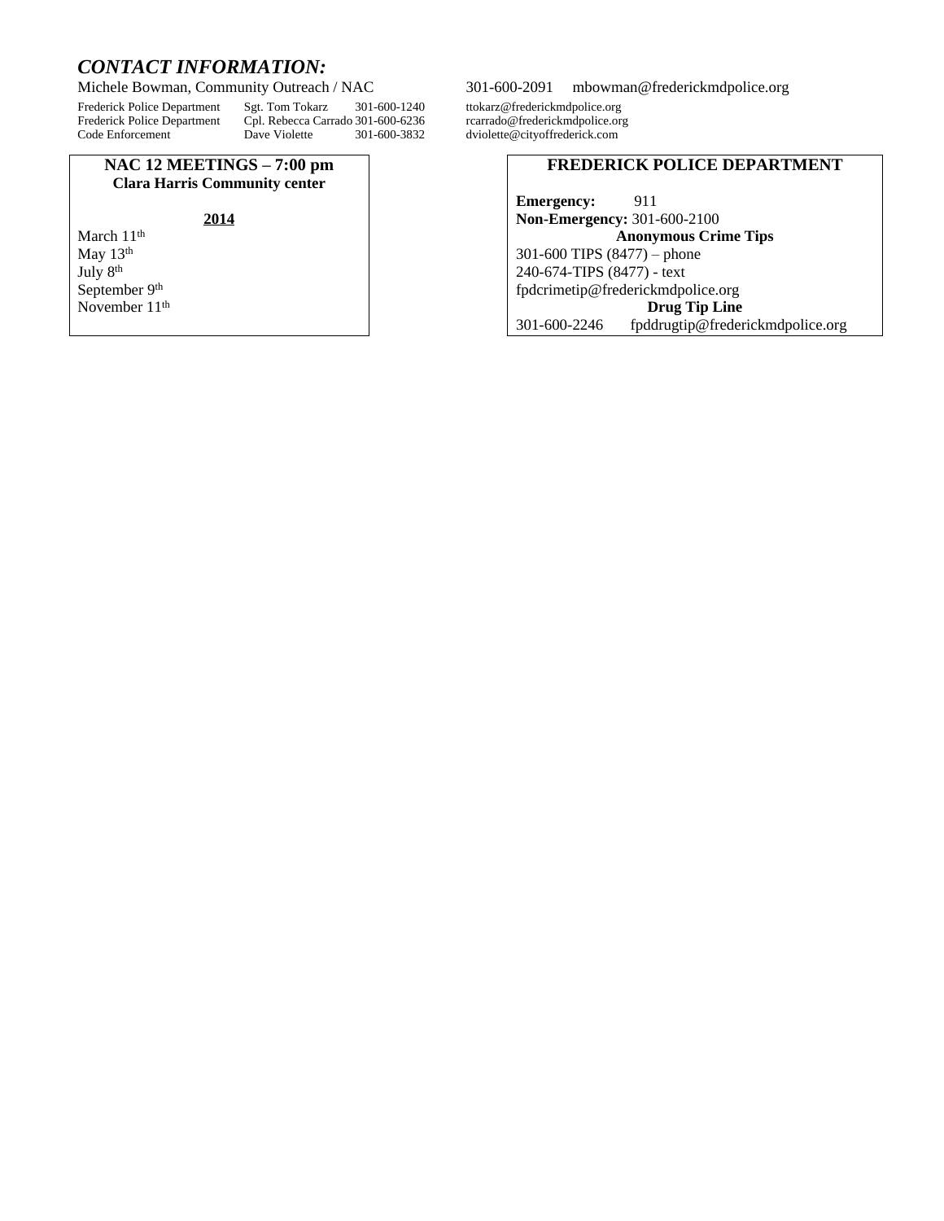## *CONTACT INFORMATION:*

Michele Bowman, Community Outreach / NAC 301-600-2091 mbowman@frederickmdpolice.org

| | | | |
|---|---|---|---|
| Frederick Police Department | Sgt. Tom Tokarz | 301-600-1240 | ttokarz@frederickmdpolice.org |
| Frederick Police Department | Cpl. Rebecca Carrado | 301-600-6236 | rcarrado@frederickmdpolice.org |
| Code Enforcement | Dave Violette | 301-600-3832 | dviolette@cityoffrederick.com |

**NAC 12 MEETINGS – 7:00 pm**
**Clara Harris Community center**

**2014**

March 11th
May 13th
July 8th
September 9th
November 11th

**FREDERICK POLICE DEPARTMENT**

**Emergency:** 911
**Non-Emergency:** 301-600-2100

**Anonymous Crime Tips**

301-600 TIPS (8477) – phone
240-674-TIPS (8477) - text
fpdcrimetip@frederickmdpolice.org

**Drug Tip Line**

301-600-2246 fpddrugtip@frederickmdpolice.org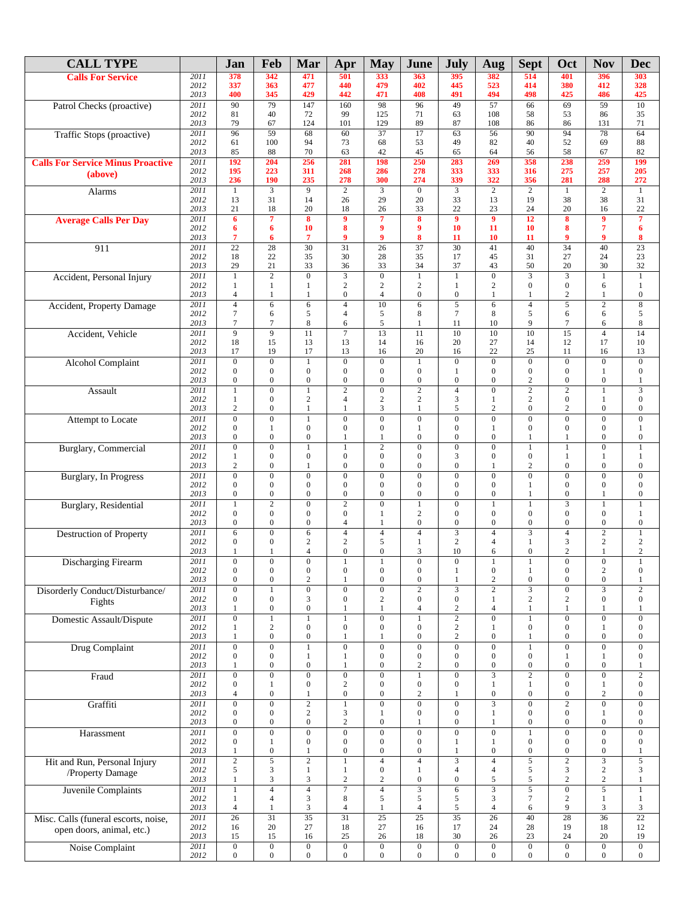| CALL TYPE | | Jan | Feb | Mar | Apr | May | June | July | Aug | Sept | Oct | Nov | Dec |
|---|---|---|---|---|---|---|---|---|---|---|---|---|---|
| **Calls For Service** | *2011* | **378** | **342** | **471** | **501** | **333** | **363** | **395** | **382** | **514** | **401** | **396** | **303** |
| | *2012* | **337** | **363** | **477** | **440** | **479** | **402** | **445** | **523** | **414** | **380** | **412** | **328** |
| | *2013* | **400** | **345** | **429** | **442** | **471** | **408** | **491** | **494** | **498** | **425** | **486** | **425** |
| Patrol Checks (proactive) | *2011* | 90 | 79 | 147 | 160 | 98 | 96 | 49 | 57 | 66 | 69 | 59 | 10 |
| | *2012* | 81 | 40 | 72 | 99 | 125 | 71 | 63 | 108 | 58 | 53 | 86 | 35 |
| | *2013* | 79 | 67 | 124 | 101 | 129 | 89 | 87 | 108 | 86 | 86 | 131 | 71 |
| Traffic Stops (proactive) | *2011* | 96 | 59 | 68 | 60 | 37 | 17 | 63 | 56 | 90 | 94 | 78 | 64 |
| | *2012* | 61 | 100 | 94 | 73 | 68 | 53 | 49 | 82 | 40 | 52 | 69 | 88 |
| | *2013* | 85 | 88 | 70 | 63 | 42 | 45 | 65 | 64 | 56 | 58 | 67 | 82 |
| **Calls For Service Minus Proactive (above)** | *2011* | **192** | **204** | **256** | **281** | **198** | **250** | **283** | **269** | **358** | **238** | **259** | **199** |
| | *2012* | **195** | **223** | **311** | **268** | **286** | **278** | **333** | **333** | **316** | **275** | **257** | **205** |
| | *2013* | **236** | **190** | **235** | **278** | **300** | **274** | **339** | **322** | **356** | **281** | **288** | **272** |
| Alarms | *2011* | 1 | 3 | 9 | 2 | 3 | 0 | 3 | 2 | 2 | 1 | 2 | 1 |
| | *2012* | 13 | 31 | 14 | 26 | 29 | 20 | 33 | 13 | 19 | 38 | 38 | 31 |
| | *2013* | 21 | 18 | 20 | 18 | 26 | 33 | 22 | 23 | 24 | 20 | 16 | 22 |
| **Average Calls Per Day** | *2011* | **6** | **7** | **8** | **9** | **7** | **8** | **9** | **9** | **12** | **8** | **9** | **7** |
| | *2012* | **6** | **6** | **10** | **8** | **9** | **9** | **10** | **11** | **10** | **8** | **7** | **6** |
| | *2013* | **7** | **6** | **7** | **9** | **9** | **8** | **11** | **10** | **11** | **9** | **9** | **8** |
| 911 | *2011* | 22 | 28 | 30 | 31 | 26 | 37 | 30 | 41 | 40 | 34 | 40 | 23 |
| | *2012* | 18 | 22 | 35 | 30 | 28 | 35 | 17 | 45 | 31 | 27 | 24 | 23 |
| | *2013* | 29 | 21 | 33 | 36 | 33 | 34 | 37 | 43 | 50 | 20 | 30 | 32 |
| Accident, Personal Injury | *2011* | 1 | 2 | 0 | 3 | 0 | 1 | 1 | 0 | 3 | 3 | 1 | 1 |
| | *2012* | 1 | 1 | 1 | 2 | 2 | 2 | 1 | 2 | 0 | 0 | 6 | 1 |
| | *2013* | 4 | 1 | 1 | 0 | 4 | 0 | 0 | 1 | 1 | 2 | 1 | 0 |
| Accident, Property Damage | *2011* | 4 | 6 | 6 | 4 | 10 | 6 | 5 | 6 | 4 | 5 | 2 | 8 |
| | *2012* | 7 | 6 | 5 | 4 | 5 | 8 | 7 | 8 | 5 | 6 | 6 | 5 |
| | *2013* | 7 | 7 | 8 | 6 | 5 | 1 | 11 | 10 | 9 | 7 | 6 | 8 |
| Accident, Vehicle | *2011* | 9 | 9 | 11 | 7 | 13 | 11 | 10 | 10 | 10 | 15 | 4 | 14 |
| | *2012* | 18 | 15 | 13 | 13 | 14 | 16 | 20 | 27 | 14 | 12 | 17 | 10 |
| | *2013* | 17 | 19 | 17 | 13 | 16 | 20 | 16 | 22 | 25 | 11 | 16 | 13 |
| Alcohol Complaint | *2011* | 0 | 0 | 1 | 0 | 0 | 1 | 0 | 0 | 0 | 0 | 0 | 0 |
| | *2012* | 0 | 0 | 0 | 0 | 0 | 0 | 1 | 0 | 0 | 0 | 1 | 0 |
| | *2013* | 0 | 0 | 0 | 0 | 0 | 0 | 0 | 0 | 2 | 0 | 0 | 1 |
| Assault | *2011* | 1 | 0 | 1 | 2 | 0 | 2 | 4 | 0 | 2 | 2 | 1 | 3 |
| | *2012* | 1 | 0 | 2 | 4 | 2 | 2 | 3 | 1 | 2 | 0 | 1 | 0 |
| | *2013* | 2 | 0 | 1 | 1 | 3 | 1 | 5 | 2 | 0 | 2 | 0 | 0 |
| Attempt to Locate | *2011* | 0 | 0 | 1 | 0 | 0 | 0 | 0 | 0 | 0 | 0 | 0 | 0 |
| | *2012* | 0 | 1 | 0 | 0 | 0 | 1 | 0 | 1 | 0 | 0 | 0 | 1 |
| | *2013* | 0 | 0 | 0 | 1 | 1 | 0 | 0 | 0 | 1 | 1 | 0 | 0 |
| Burglary, Commercial | *2011* | 0 | 0 | 1 | 1 | 2 | 0 | 0 | 0 | 1 | 1 | 0 | 1 |
| | *2012* | 1 | 0 | 0 | 0 | 0 | 0 | 3 | 0 | 0 | 1 | 1 | 1 |
| | *2013* | 2 | 0 | 1 | 0 | 0 | 0 | 0 | 1 | 2 | 0 | 0 | 0 |
| Burglary, In Progress | *2011* | 0 | 0 | 0 | 0 | 0 | 0 | 0 | 0 | 0 | 0 | 0 | 0 |
| | *2012* | 0 | 0 | 0 | 0 | 0 | 0 | 0 | 0 | 1 | 0 | 0 | 0 |
| | *2013* | 0 | 0 | 0 | 0 | 0 | 0 | 0 | 0 | 1 | 0 | 1 | 0 |
| Burglary, Residential | *2011* | 1 | 2 | 0 | 2 | 0 | 1 | 0 | 1 | 1 | 3 | 1 | 1 |
| | *2012* | 0 | 0 | 0 | 0 | 1 | 2 | 0 | 0 | 0 | 0 | 0 | 1 |
| | *2013* | 0 | 0 | 0 | 4 | 1 | 0 | 0 | 0 | 0 | 0 | 0 | 0 |
| Destruction of Property | *2011* | 6 | 0 | 6 | 4 | 4 | 4 | 3 | 4 | 3 | 4 | 2 | 1 |
| | *2012* | 0 | 0 | 2 | 2 | 5 | 1 | 2 | 4 | 1 | 3 | 2 | 2 |
| | *2013* | 1 | 1 | 4 | 0 | 0 | 3 | 10 | 6 | 0 | 2 | 1 | 2 |
| Discharging Firearm | *2011* | 0 | 0 | 0 | 1 | 1 | 0 | 0 | 1 | 1 | 0 | 0 | 1 |
| | *2012* | 0 | 0 | 0 | 0 | 0 | 0 | 1 | 0 | 1 | 0 | 2 | 0 |
| | *2013* | 0 | 0 | 2 | 1 | 0 | 0 | 1 | 2 | 0 | 0 | 0 | 1 |
| Disorderly Conduct/Disturbance/ Fights | *2011* | 0 | 1 | 0 | 0 | 0 | 2 | 3 | 2 | 3 | 0 | 3 | 2 |
| | *2012* | 0 | 0 | 3 | 0 | 2 | 0 | 0 | 1 | 2 | 2 | 0 | 0 |
| | *2013* | 1 | 0 | 0 | 1 | 1 | 4 | 2 | 4 | 1 | 1 | 1 | 1 |
| Domestic Assault/Dispute | *2011* | 0 | 1 | 1 | 1 | 0 | 1 | 2 | 0 | 1 | 0 | 0 | 0 |
| | *2012* | 1 | 2 | 0 | 0 | 0 | 0 | 2 | 1 | 0 | 0 | 1 | 0 |
| | *2013* | 1 | 0 | 0 | 1 | 1 | 0 | 2 | 0 | 1 | 0 | 0 | 0 |
| Drug Complaint | *2011* | 0 | 0 | 1 | 0 | 0 | 0 | 0 | 0 | 1 | 0 | 0 | 0 |
| | *2012* | 0 | 0 | 1 | 1 | 0 | 0 | 0 | 0 | 0 | 1 | 1 | 0 |
| | *2013* | 1 | 0 | 0 | 1 | 0 | 2 | 0 | 0 | 0 | 0 | 0 | 1 |
| Fraud | *2011* | 0 | 0 | 0 | 0 | 0 | 1 | 0 | 3 | 2 | 0 | 0 | 2 |
| | *2012* | 0 | 1 | 0 | 2 | 0 | 0 | 0 | 1 | 1 | 0 | 1 | 0 |
| | *2013* | 4 | 0 | 1 | 0 | 0 | 2 | 1 | 0 | 0 | 0 | 2 | 0 |
| Graffiti | *2011* | 0 | 0 | 2 | 1 | 0 | 0 | 0 | 3 | 0 | 2 | 0 | 0 |
| | *2012* | 0 | 0 | 2 | 3 | 1 | 0 | 0 | 1 | 0 | 0 | 1 | 0 |
| | *2013* | 0 | 0 | 0 | 2 | 0 | 1 | 0 | 1 | 0 | 0 | 0 | 0 |
| Harassment | *2011* | 0 | 0 | 0 | 0 | 0 | 0 | 0 | 0 | 1 | 0 | 0 | 0 |
| | *2012* | 0 | 1 | 0 | 0 | 0 | 0 | 1 | 1 | 0 | 0 | 0 | 0 |
| | *2013* | 1 | 0 | 1 | 0 | 0 | 0 | 1 | 0 | 0 | 0 | 0 | 1 |
| Hit and Run, Personal Injury /Property Damage | *2011* | 2 | 5 | 2 | 1 | 4 | 4 | 3 | 4 | 5 | 2 | 3 | 5 |
| | *2012* | 5 | 3 | 1 | 1 | 0 | 1 | 4 | 4 | 5 | 3 | 2 | 3 |
| | *2013* | 1 | 3 | 3 | 2 | 2 | 0 | 0 | 5 | 5 | 2 | 2 | 1 |
| Juvenile Complaints | *2011* | 1 | 4 | 4 | 7 | 4 | 3 | 6 | 3 | 5 | 0 | 5 | 1 |
| | *2012* | 1 | 4 | 3 | 8 | 5 | 5 | 5 | 3 | 7 | 2 | 1 | 1 |
| | *2013* | 4 | 1 | 3 | 4 | 1 | 4 | 5 | 4 | 6 | 9 | 3 | 3 |
| Misc. Calls (funeral escorts, noise, open doors, animal, etc.) | *2011* | 26 | 31 | 35 | 31 | 25 | 25 | 35 | 26 | 40 | 28 | 36 | 22 |
| | *2012* | 16 | 20 | 27 | 18 | 27 | 16 | 17 | 24 | 28 | 19 | 18 | 12 |
| | *2013* | 15 | 15 | 16 | 25 | 26 | 18 | 30 | 26 | 23 | 24 | 20 | 19 |
| Noise Complaint | *2011* | 0 | 0 | 0 | 0 | 0 | 0 | 0 | 0 | 0 | 0 | 0 | 0 |
| | *2012* | 0 | 0 | 0 | 0 | 0 | 0 | 0 | 0 | 0 | 0 | 0 | 0 |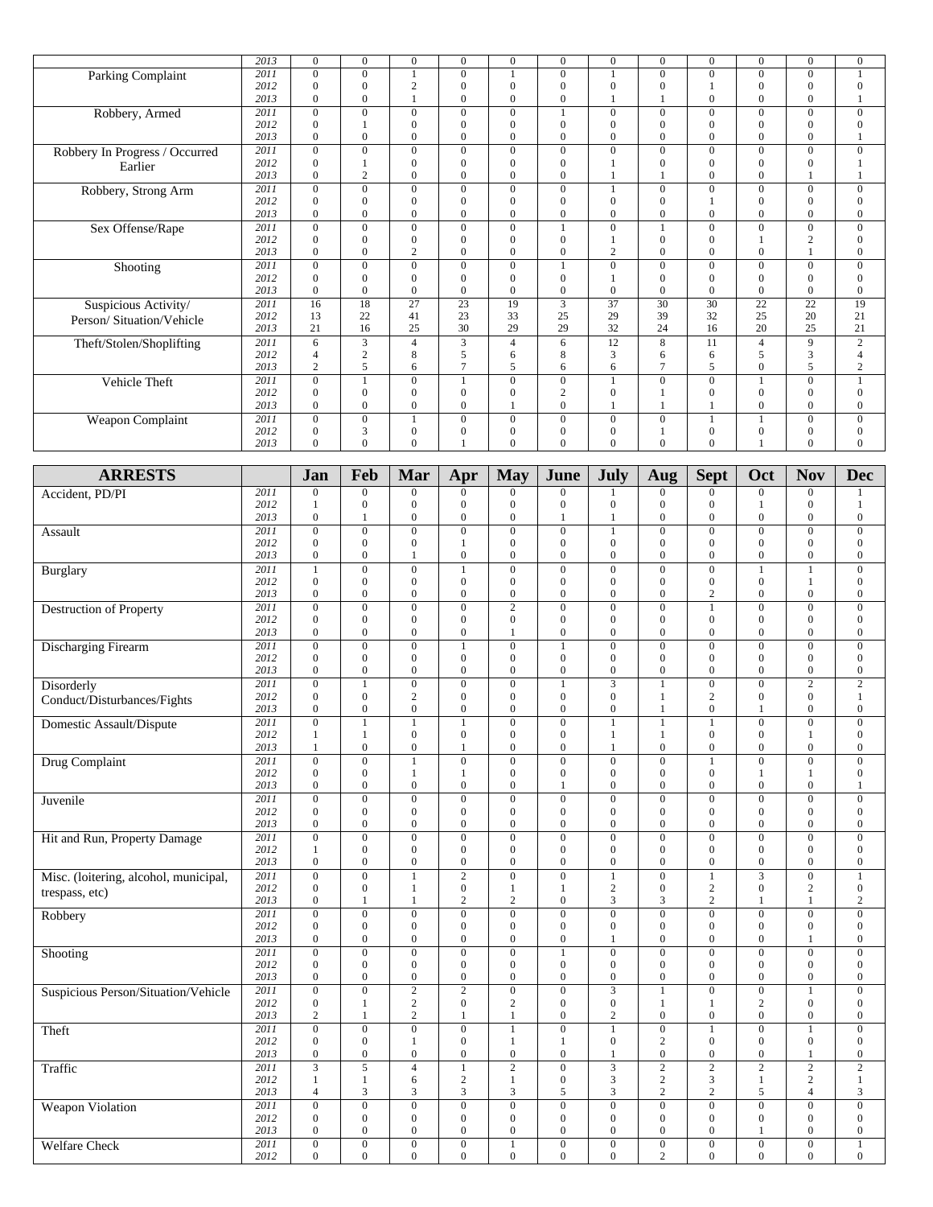| | | | | | | | | | | | | | |
|---|---|---|---|---|---|---|---|---|---|---|---|---|---|
| | 2013 | 0 | 0 | 0 | 0 | 0 | 0 | 0 | 0 | 0 | 0 | 0 | 0 |
| Parking Complaint | 2011 | 0 | 0 | 1 | 0 | 1 | 0 | 1 | 0 | 0 | 0 | 0 | 1 |
| | 2012 | 0 | 0 | 2 | 0 | 0 | 0 | 0 | 0 | 1 | 0 | 0 | 0 |
| | 2013 | 0 | 0 | 1 | 0 | 0 | 0 | 1 | 1 | 0 | 0 | 0 | 1 |
| Robbery, Armed | 2011 | 0 | 0 | 0 | 0 | 0 | 1 | 0 | 0 | 0 | 0 | 0 | 0 |
| | 2012 | 0 | 1 | 0 | 0 | 0 | 0 | 0 | 0 | 0 | 0 | 0 | 0 |
| | 2013 | 0 | 0 | 0 | 0 | 0 | 0 | 0 | 0 | 0 | 0 | 0 | 1 |
| Robbery In Progress / Occurred Earlier | 2011 | 0 | 0 | 0 | 0 | 0 | 0 | 0 | 0 | 0 | 0 | 0 | 0 |
| | 2012 | 0 | 1 | 0 | 0 | 0 | 0 | 1 | 0 | 0 | 0 | 0 | 1 |
| | 2013 | 0 | 2 | 0 | 0 | 0 | 0 | 1 | 1 | 0 | 0 | 1 | 1 |
| Robbery, Strong Arm | 2011 | 0 | 0 | 0 | 0 | 0 | 0 | 1 | 0 | 0 | 0 | 0 | 0 |
| | 2012 | 0 | 0 | 0 | 0 | 0 | 0 | 0 | 0 | 1 | 0 | 0 | 0 |
| | 2013 | 0 | 0 | 0 | 0 | 0 | 0 | 0 | 0 | 0 | 0 | 0 | 0 |
| Sex Offense/Rape | 2011 | 0 | 0 | 0 | 0 | 0 | 1 | 0 | 1 | 0 | 0 | 0 | 0 |
| | 2012 | 0 | 0 | 0 | 0 | 0 | 0 | 1 | 0 | 0 | 1 | 2 | 0 |
| | 2013 | 0 | 0 | 2 | 0 | 0 | 0 | 2 | 0 | 0 | 0 | 1 | 0 |
| Shooting | 2011 | 0 | 0 | 0 | 0 | 0 | 1 | 0 | 0 | 0 | 0 | 0 | 0 |
| | 2012 | 0 | 0 | 0 | 0 | 0 | 0 | 1 | 0 | 0 | 0 | 0 | 0 |
| | 2013 | 0 | 0 | 0 | 0 | 0 | 0 | 0 | 0 | 0 | 0 | 0 | 0 |
| Suspicious Activity/ Person/ Situation/Vehicle | 2011 | 16 | 18 | 27 | 23 | 19 | 3 | 37 | 30 | 30 | 22 | 22 | 19 |
| | 2012 | 13 | 22 | 41 | 23 | 33 | 25 | 29 | 39 | 32 | 25 | 20 | 21 |
| | 2013 | 21 | 16 | 25 | 30 | 29 | 29 | 32 | 24 | 16 | 20 | 25 | 21 |
| Theft/Stolen/Shoplifting | 2011 | 6 | 3 | 4 | 3 | 4 | 6 | 12 | 8 | 11 | 4 | 9 | 2 |
| | 2012 | 4 | 2 | 8 | 5 | 6 | 8 | 3 | 6 | 6 | 5 | 3 | 4 |
| | 2013 | 2 | 5 | 6 | 7 | 5 | 6 | 6 | 7 | 5 | 0 | 5 | 2 |
| Vehicle Theft | 2011 | 0 | 1 | 0 | 1 | 0 | 0 | 1 | 0 | 0 | 1 | 0 | 1 |
| | 2012 | 0 | 0 | 0 | 0 | 0 | 2 | 0 | 1 | 0 | 0 | 0 | 0 |
| | 2013 | 0 | 0 | 0 | 0 | 1 | 0 | 1 | 1 | 1 | 0 | 0 | 0 |
| Weapon Complaint | 2011 | 0 | 0 | 1 | 0 | 0 | 0 | 0 | 0 | 1 | 1 | 0 | 0 |
| | 2012 | 0 | 3 | 0 | 0 | 0 | 0 | 0 | 1 | 0 | 0 | 0 | 0 |
| | 2013 | 0 | 0 | 0 | 1 | 0 | 0 | 0 | 0 | 0 | 1 | 0 | 0 |

| ARRESTS | | Jan | Feb | Mar | Apr | May | June | July | Aug | Sept | Oct | Nov | Dec |
|---|---|---|---|---|---|---|---|---|---|---|---|---|---|
| Accident, PD/PI | 2011 | 0 | 0 | 0 | 0 | 0 | 0 | 1 | 0 | 0 | 0 | 0 | 1 |
| | 2012 | 1 | 0 | 0 | 0 | 0 | 0 | 0 | 0 | 0 | 1 | 0 | 1 |
| | 2013 | 0 | 1 | 0 | 0 | 0 | 1 | 1 | 0 | 0 | 0 | 0 | 0 |
| Assault | 2011 | 0 | 0 | 0 | 0 | 0 | 0 | 1 | 0 | 0 | 0 | 0 | 0 |
| | 2012 | 0 | 0 | 0 | 1 | 0 | 0 | 0 | 0 | 0 | 0 | 0 | 0 |
| | 2013 | 0 | 0 | 1 | 0 | 0 | 0 | 0 | 0 | 0 | 0 | 0 | 0 |
| Burglary | 2011 | 1 | 0 | 0 | 1 | 0 | 0 | 0 | 0 | 0 | 1 | 1 | 0 |
| | 2012 | 0 | 0 | 0 | 0 | 0 | 0 | 0 | 0 | 0 | 0 | 1 | 0 |
| | 2013 | 0 | 0 | 0 | 0 | 0 | 0 | 0 | 0 | 2 | 0 | 0 | 0 |
| Destruction of Property | 2011 | 0 | 0 | 0 | 0 | 2 | 0 | 0 | 0 | 1 | 0 | 0 | 0 |
| | 2012 | 0 | 0 | 0 | 0 | 0 | 0 | 0 | 0 | 0 | 0 | 0 | 0 |
| | 2013 | 0 | 0 | 0 | 0 | 1 | 0 | 0 | 0 | 0 | 0 | 0 | 0 |
| Discharging Firearm | 2011 | 0 | 0 | 0 | 1 | 0 | 1 | 0 | 0 | 0 | 0 | 0 | 0 |
| | 2012 | 0 | 0 | 0 | 0 | 0 | 0 | 0 | 0 | 0 | 0 | 0 | 0 |
| | 2013 | 0 | 0 | 0 | 0 | 0 | 0 | 0 | 0 | 0 | 0 | 0 | 0 |
| Disorderly Conduct/Disturbances/Fights | 2011 | 0 | 1 | 0 | 0 | 0 | 1 | 3 | 1 | 0 | 0 | 2 | 2 |
| | 2012 | 0 | 0 | 2 | 0 | 0 | 0 | 0 | 1 | 2 | 0 | 0 | 1 |
| | 2013 | 0 | 0 | 0 | 0 | 0 | 0 | 0 | 1 | 0 | 1 | 0 | 0 |
| Domestic Assault/Dispute | 2011 | 0 | 1 | 1 | 1 | 0 | 0 | 1 | 1 | 1 | 0 | 0 | 0 |
| | 2012 | 1 | 1 | 0 | 0 | 0 | 0 | 1 | 1 | 0 | 0 | 1 | 0 |
| | 2013 | 1 | 0 | 0 | 1 | 0 | 0 | 1 | 0 | 0 | 0 | 0 | 0 |
| Drug Complaint | 2011 | 0 | 0 | 1 | 0 | 0 | 0 | 0 | 0 | 1 | 0 | 0 | 0 |
| | 2012 | 0 | 0 | 1 | 1 | 0 | 0 | 0 | 0 | 0 | 1 | 1 | 0 |
| | 2013 | 0 | 0 | 0 | 0 | 0 | 1 | 0 | 0 | 0 | 0 | 0 | 1 |
| Juvenile | 2011 | 0 | 0 | 0 | 0 | 0 | 0 | 0 | 0 | 0 | 0 | 0 | 0 |
| | 2012 | 0 | 0 | 0 | 0 | 0 | 0 | 0 | 0 | 0 | 0 | 0 | 0 |
| | 2013 | 0 | 0 | 0 | 0 | 0 | 0 | 0 | 0 | 0 | 0 | 0 | 0 |
| Hit and Run, Property Damage | 2011 | 0 | 0 | 0 | 0 | 0 | 0 | 0 | 0 | 0 | 0 | 0 | 0 |
| | 2012 | 1 | 0 | 0 | 0 | 0 | 0 | 0 | 0 | 0 | 0 | 0 | 0 |
| | 2013 | 0 | 0 | 0 | 0 | 0 | 0 | 0 | 0 | 0 | 0 | 0 | 0 |
| Misc. (loitering, alcohol, municipal, trespass, etc) | 2011 | 0 | 0 | 1 | 2 | 0 | 0 | 1 | 0 | 1 | 3 | 0 | 1 |
| | 2012 | 0 | 0 | 1 | 0 | 1 | 1 | 2 | 0 | 2 | 0 | 2 | 0 |
| | 2013 | 0 | 1 | 1 | 2 | 2 | 0 | 3 | 3 | 2 | 1 | 1 | 2 |
| Robbery | 2011 | 0 | 0 | 0 | 0 | 0 | 0 | 0 | 0 | 0 | 0 | 0 | 0 |
| | 2012 | 0 | 0 | 0 | 0 | 0 | 0 | 0 | 0 | 0 | 0 | 0 | 0 |
| | 2013 | 0 | 0 | 0 | 0 | 0 | 0 | 1 | 0 | 0 | 0 | 1 | 0 |
| Shooting | 2011 | 0 | 0 | 0 | 0 | 0 | 1 | 0 | 0 | 0 | 0 | 0 | 0 |
| | 2012 | 0 | 0 | 0 | 0 | 0 | 0 | 0 | 0 | 0 | 0 | 0 | 0 |
| | 2013 | 0 | 0 | 0 | 0 | 0 | 0 | 0 | 0 | 0 | 0 | 0 | 0 |
| Suspicious Person/Situation/Vehicle | 2011 | 0 | 0 | 2 | 2 | 0 | 0 | 3 | 1 | 0 | 0 | 1 | 0 |
| | 2012 | 0 | 1 | 2 | 0 | 2 | 0 | 0 | 1 | 1 | 2 | 0 | 0 |
| | 2013 | 2 | 1 | 2 | 1 | 1 | 0 | 2 | 0 | 0 | 0 | 0 | 0 |
| Theft | 2011 | 0 | 0 | 0 | 0 | 1 | 0 | 1 | 0 | 1 | 0 | 1 | 0 |
| | 2012 | 0 | 0 | 1 | 0 | 1 | 1 | 0 | 2 | 0 | 0 | 0 | 0 |
| | 2013 | 0 | 0 | 0 | 0 | 0 | 0 | 1 | 0 | 0 | 0 | 1 | 0 |
| Traffic | 2011 | 3 | 5 | 4 | 1 | 2 | 0 | 3 | 2 | 2 | 2 | 2 | 2 |
| | 2012 | 1 | 1 | 6 | 2 | 1 | 0 | 3 | 2 | 3 | 1 | 2 | 1 |
| | 2013 | 4 | 3 | 3 | 3 | 3 | 5 | 3 | 2 | 2 | 5 | 4 | 3 |
| Weapon Violation | 2011 | 0 | 0 | 0 | 0 | 0 | 0 | 0 | 0 | 0 | 0 | 0 | 0 |
| | 2012 | 0 | 0 | 0 | 0 | 0 | 0 | 0 | 0 | 0 | 0 | 0 | 0 |
| | 2013 | 0 | 0 | 0 | 0 | 0 | 0 | 0 | 0 | 0 | 1 | 0 | 0 |
| Welfare Check | 2011 | 0 | 0 | 0 | 0 | 1 | 0 | 0 | 0 | 0 | 0 | 0 | 1 |
| | 2012 | 0 | 0 | 0 | 0 | 0 | 0 | 0 | 2 | 0 | 0 | 0 | 0 |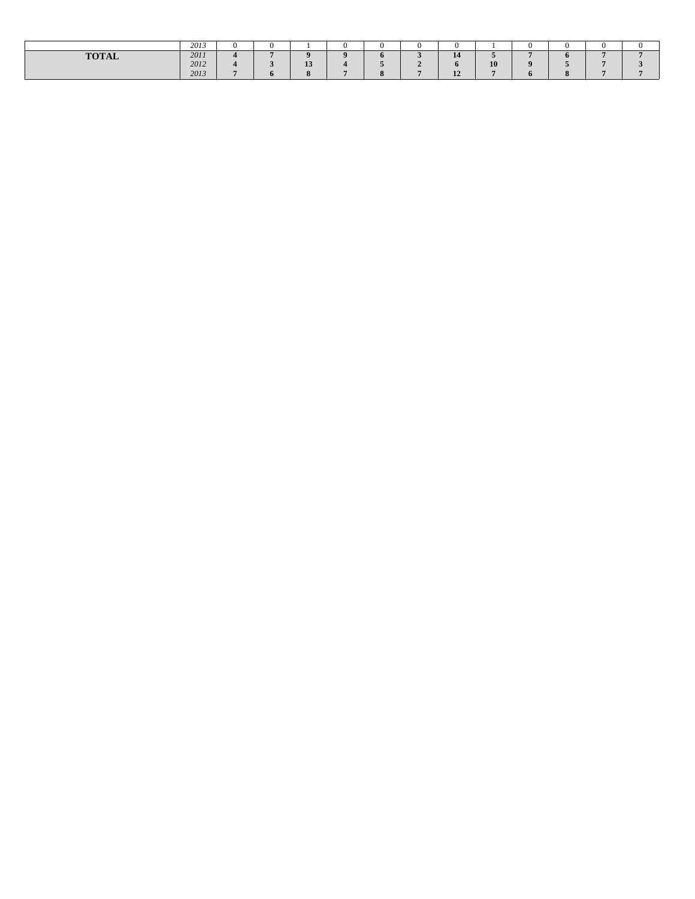| | | | | | | | | | | | | | |
|---|---|---|---|---|---|---|---|---|---|---|---|---|---|
| | *2013* | 0 | 0 | 1 | 0 | 0 | 0 | 0 | 1 | 0 | 0 | 0 | 0 |
| **TOTAL** | *2011* | **4** | **7** | **9** | **9** | **6** | **3** | **14** | **5** | **7** | **6** | **7** | **7** |
| | *2012* | **4** | **3** | **13** | **4** | **5** | **2** | **6** | **10** | **9** | **5** | **7** | **3** |
| | *2013* | **7** | **6** | **8** | **7** | **8** | **7** | **12** | **7** | **6** | **8** | **7** | **7** |